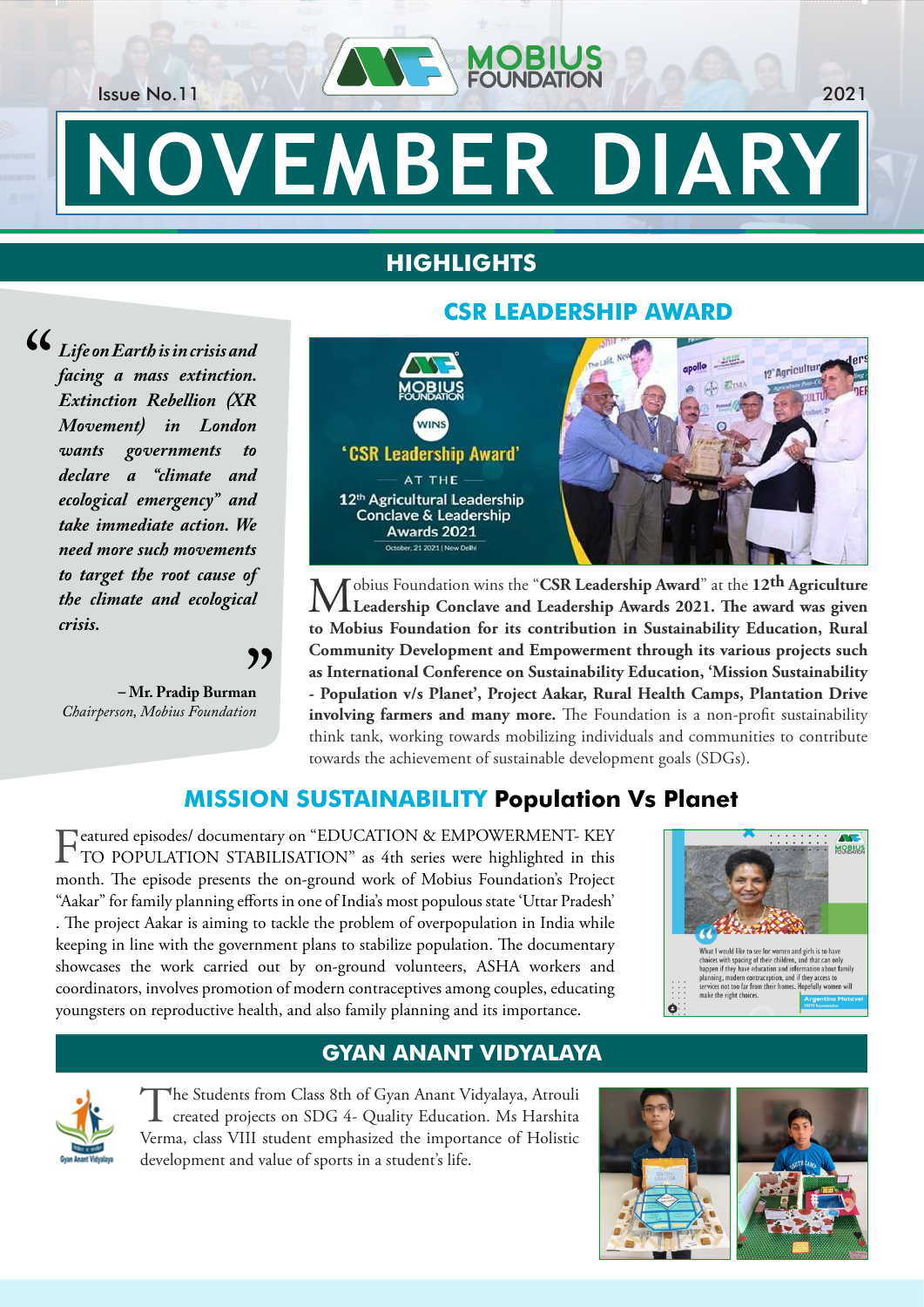Issue No.11

MOBIUS FOUNDATION

2021

# NOVEMBER DIARY

## HIGHLIGHTS

> *"Life on Earth is in crisis and facing a mass extinction. Extinction Rebellion (XR Movement) in London wants governments to declare a "climate and ecological emergency" and take immediate action. We need more such movements to target the root cause of the climate and ecological crisis."*
>
> **– Mr. Pradip Burman**
> *Chairperson, Mobius Foundation*

### CSR LEADERSHIP AWARD

Mobius Foundation wins the "**CSR Leadership Award**" at the **12th Agriculture Leadership Conclave and Leadership Awards 2021. The award was given to Mobius Foundation for its contribution in Sustainability Education, Rural Community Development and Empowerment through its various projects such as International Conference on Sustainability Education, 'Mission Sustainability - Population v/s Planet', Project Aakar, Rural Health Camps, Plantation Drive involving farmers and many more.** The Foundation is a non-profit sustainability think tank, working towards mobilizing individuals and communities to contribute towards the achievement of sustainable development goals (SDGs).

### MISSION SUSTAINABILITY Population Vs Planet

Featured episodes/ documentary on "EDUCATION & EMPOWERMENT- KEY TO POPULATION STABILISATION" as 4th series were highlighted in this month. The episode presents the on-ground work of Mobius Foundation's Project "Aakar" for family planning efforts in one of India's most populous state 'Uttar Pradesh' . The project Aakar is aiming to tackle the problem of overpopulation in India while keeping in line with the government plans to stabilize population. The documentary showcases the work carried out by on-ground volunteers, ASHA workers and coordinators, involves promotion of modern contraceptives among couples, educating youngsters on reproductive health, and also family planning and its importance.

### GYAN ANANT VIDYALAYA

The Students from Class 8th of Gyan Anant Vidyalaya, Atrouli created projects on SDG 4- Quality Education. Ms Harshita Verma, class VIII student emphasized the importance of Holistic development and value of sports in a student's life.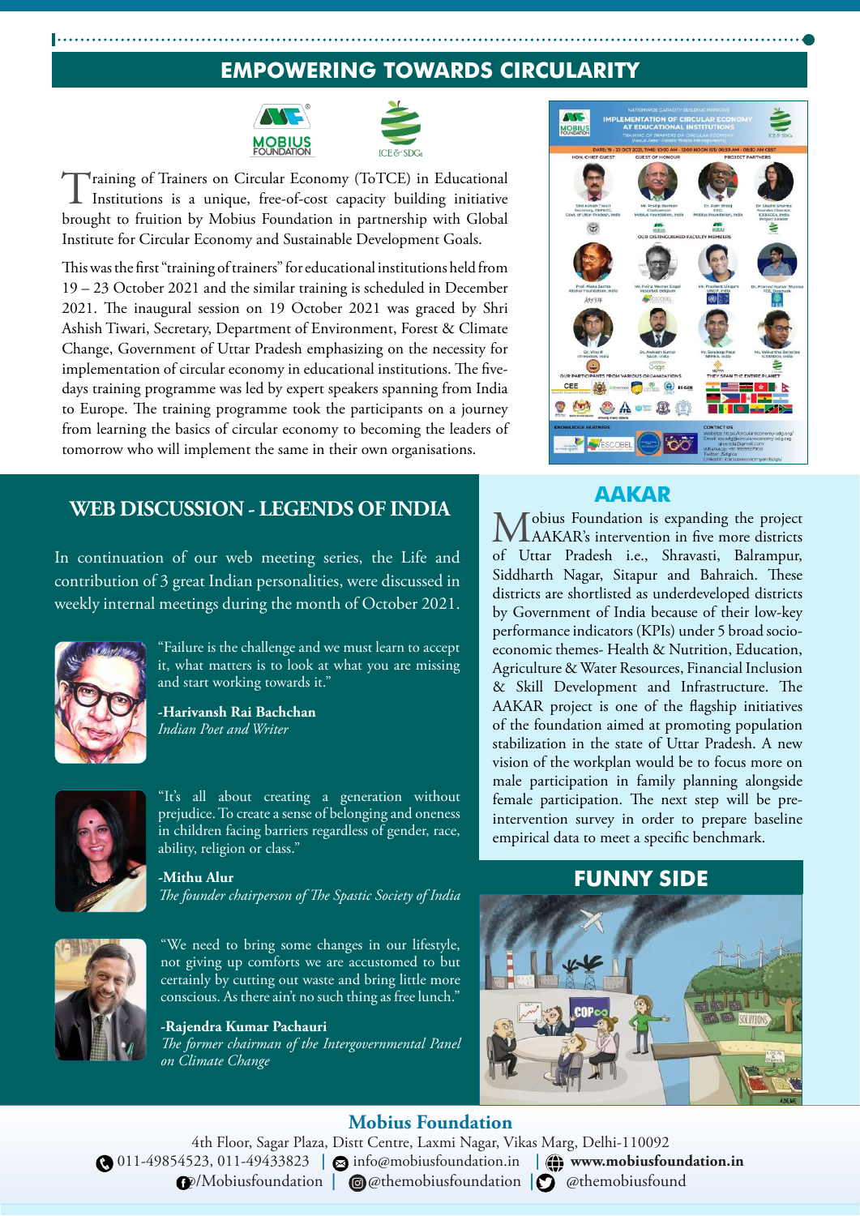## EMPOWERING TOWARDS CIRCULARITY

Training of Trainers on Circular Economy (ToTCE) in Educational Institutions is a unique, free-of-cost capacity building initiative brought to fruition by Mobius Foundation in partnership with Global Institute for Circular Economy and Sustainable Development Goals.

This was the first "training of trainers" for educational institutions held from 19 – 23 October 2021 and the similar training is scheduled in December 2021. The inaugural session on 19 October 2021 was graced by Shri Ashish Tiwari, Secretary, Department of Environment, Forest & Climate Change, Government of Uttar Pradesh emphasizing on the necessity for implementation of circular economy in educational institutions. The five-days training programme was led by expert speakers spanning from India to Europe. The training programme took the participants on a journey from learning the basics of circular economy to becoming the leaders of tomorrow who will implement the same in their own organisations.

## WEB DISCUSSION - LEGENDS OF INDIA

In continuation of our web meeting series, the Life and contribution of 3 great Indian personalities, were discussed in weekly internal meetings during the month of October 2021.

"Failure is the challenge and we must learn to accept it, what matters is to look at what you are missing and start working towards it."

**-Harivansh Rai Bachchan**
*Indian Poet and Writer*

"It's all about creating a generation without prejudice. To create a sense of belonging and oneness in children facing barriers regardless of gender, race, ability, religion or class."

**-Mithu Alur**
*The founder chairperson of The Spastic Society of India*

"We need to bring some changes in our lifestyle, not giving up comforts we are accustomed to but certainly by cutting out waste and bring little more conscious. As there ain't no such thing as free lunch."

**-Rajendra Kumar Pachauri**
*The former chairman of the Intergovernmental Panel on Climate Change*

## AAKAR

Mobius Foundation is expanding the project AAKAR's intervention in five more districts of Uttar Pradesh i.e., Shravasti, Balrampur, Siddharth Nagar, Sitapur and Bahraich. These districts are shortlisted as underdeveloped districts by Government of India because of their low-key performance indicators (KPIs) under 5 broad socio-economic themes- Health & Nutrition, Education, Agriculture & Water Resources, Financial Inclusion & Skill Development and Infrastructure. The AAKAR project is one of the flagship initiatives of the foundation aimed at promoting population stabilization in the state of Uttar Pradesh. A new vision of the workplan would be to focus more on male participation in family planning alongside female participation. The next step will be pre-intervention survey in order to prepare baseline empirical data to meet a specific benchmark.

## FUNNY SIDE

**Mobius Foundation**

4th Floor, Sagar Plaza, Distt Centre, Laxmi Nagar, Vikas Marg, Delhi-110092

011-49854523, 011-49433823 | info@mobiusfoundation.in | **www.mobiusfoundation.in**

/Mobiusfoundation | @themobiusfoundation | @themobiusfound